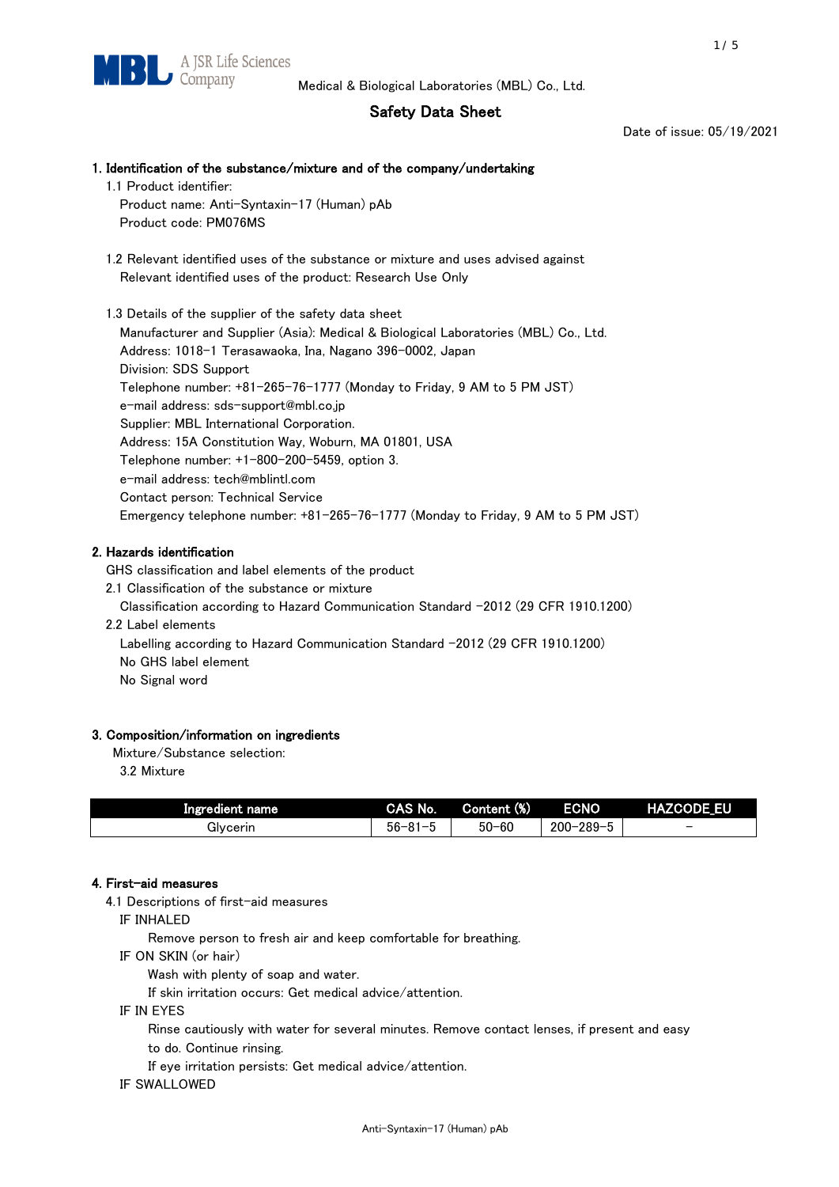A JSR Life Sciences Company

Medical & Biological Laboratories (MBL) Co., Ltd.

# Safety Data Sheet

Date of issue: 05/19/2021

## 1. Identification of the substance/mixture and of the company/undertaking

1.1 Product identifier:

Product name: Anti-Syntaxin-17 (Human) pAb

Product code: PM076MS

1.2 Relevant identified uses of the substance or mixture and uses advised against

Relevant identified uses of the product: Research Use Only

1.3 Details of the supplier of the safety data sheet

Manufacturer and Supplier (Asia): Medical & Biological Laboratories (MBL) Co., Ltd.

Address: 1018-1 Terasawaoka, Ina, Nagano 396-0002, Japan

Division: SDS Support

Telephone number: +81-265-76-1777 (Monday to Friday, 9 AM to 5 PM JST)

e-mail address: sds-support@mbl.co.jp

Supplier: MBL International Corporation.

Address: 15A Constitution Way, Woburn, MA 01801, USA

Telephone number: +1-800-200-5459, option 3.

e-mail address: tech@mblintl.com

Contact person: Technical Service

Emergency telephone number: +81-265-76-1777 (Monday to Friday, 9 AM to 5 PM JST)

## 2. Hazards identification

GHS classification and label elements of the product

2.1 Classification of the substance or mixture

Classification according to Hazard Communication Standard -2012 (29 CFR 1910.1200)

2.2 Label elements

Labelling according to Hazard Communication Standard -2012 (29 CFR 1910.1200)

No GHS label element

No Signal word

## 3. Composition/information on ingredients

Mixture/Substance selection:

3.2 Mixture

| Ingredient name | CAS No. | Content (%) | ECNO | HAZCODE_EU |
|---|---|---|---|---|
| Glycerin | 56-81-5 | 50-60 | 200-289-5 | - |

## 4. First-aid measures

4.1 Descriptions of first-aid measures

IF INHALED

Remove person to fresh air and keep comfortable for breathing.

IF ON SKIN (or hair)

Wash with plenty of soap and water.

If skin irritation occurs: Get medical advice/attention.

IF IN EYES

Rinse cautiously with water for several minutes. Remove contact lenses, if present and easy to do. Continue rinsing.

If eye irritation persists: Get medical advice/attention.

IF SWALLOWED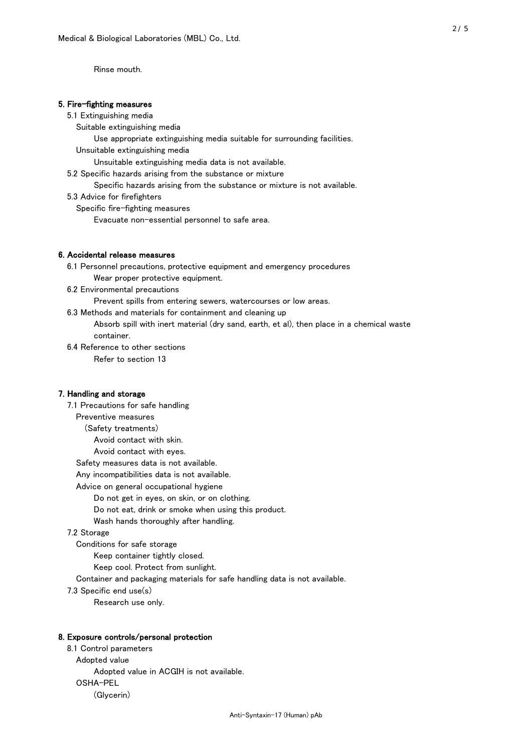Rinse mouth.

## 5. Fire-fighting measures

5.1 Extinguishing media

Suitable extinguishing media

Use appropriate extinguishing media suitable for surrounding facilities.

Unsuitable extinguishing media

Unsuitable extinguishing media data is not available.

5.2 Specific hazards arising from the substance or mixture

Specific hazards arising from the substance or mixture is not available.

5.3 Advice for firefighters

Specific fire-fighting measures

Evacuate non-essential personnel to safe area.

## 6. Accidental release measures

6.1 Personnel precautions, protective equipment and emergency procedures

Wear proper protective equipment.

6.2 Environmental precautions

Prevent spills from entering sewers, watercourses or low areas.

6.3 Methods and materials for containment and cleaning up

Absorb spill with inert material (dry sand, earth, et al), then place in a chemical waste container.

6.4 Reference to other sections

Refer to section 13

## 7. Handling and storage

7.1 Precautions for safe handling

Preventive measures

(Safety treatments)

Avoid contact with skin.

Avoid contact with eyes.

Safety measures data is not available.

Any incompatibilities data is not available.

Advice on general occupational hygiene

Do not get in eyes, on skin, or on clothing.

Do not eat, drink or smoke when using this product.

Wash hands thoroughly after handling.

7.2 Storage

Conditions for safe storage

Keep container tightly closed.

Keep cool. Protect from sunlight.

Container and packaging materials for safe handling data is not available.

7.3 Specific end use(s)

Research use only.

## 8. Exposure controls/personal protection

8.1 Control parameters

Adopted value

Adopted value in ACGIH is not available.

OSHA-PEL

(Glycerin)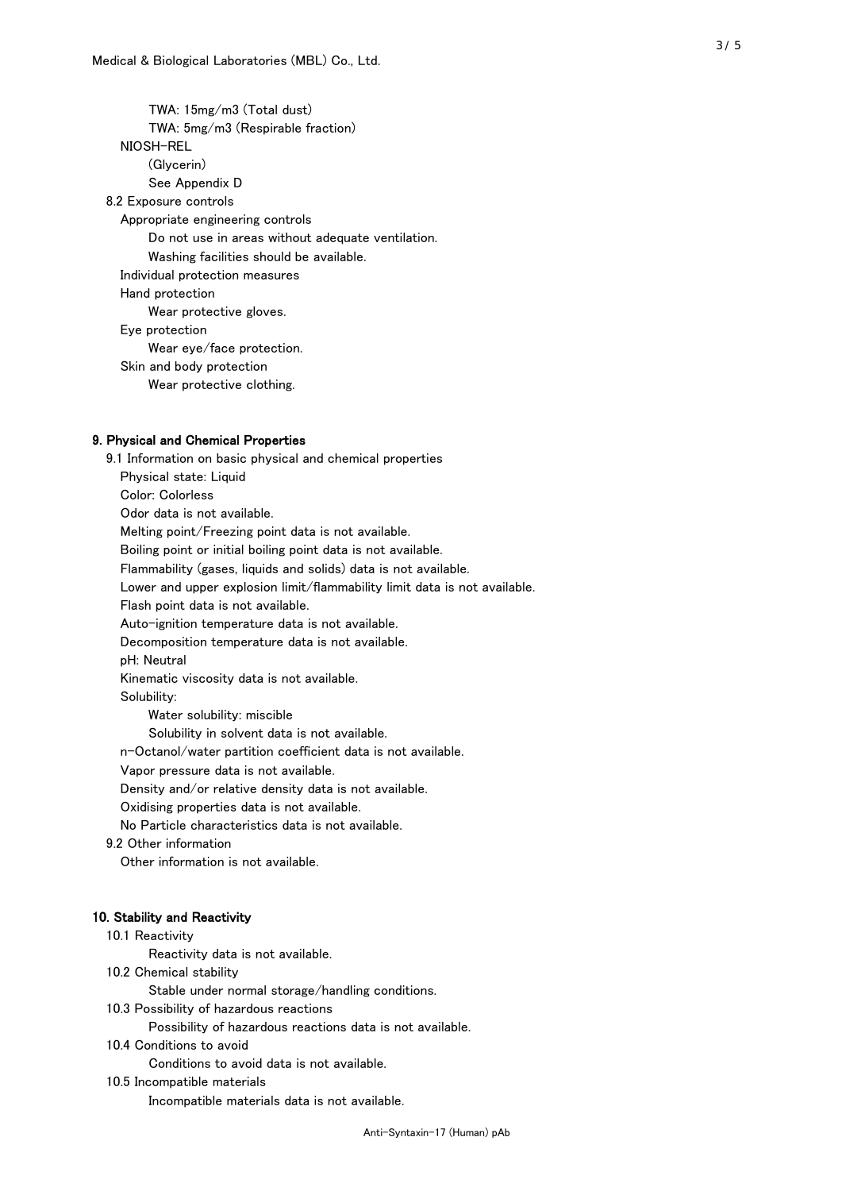TWA: 15mg/m3 (Total dust)

TWA: 5mg/m3 (Respirable fraction)

NIOSH-REL

(Glycerin)

See Appendix D

8.2 Exposure controls

Appropriate engineering controls

Do not use in areas without adequate ventilation.

Washing facilities should be available.

Individual protection measures

Hand protection

Wear protective gloves.

Eye protection

Wear eye/face protection.

Skin and body protection

Wear protective clothing.

## 9. Physical and Chemical Properties

9.1 Information on basic physical and chemical properties

Physical state: Liquid

Color: Colorless

Odor data is not available.

Melting point/Freezing point data is not available.

Boiling point or initial boiling point data is not available.

Flammability (gases, liquids and solids) data is not available.

Lower and upper explosion limit/flammability limit data is not available.

Flash point data is not available.

Auto-ignition temperature data is not available.

Decomposition temperature data is not available.

pH: Neutral

Kinematic viscosity data is not available.

Solubility:

Water solubility: miscible

Solubility in solvent data is not available.

n-Octanol/water partition coefficient data is not available.

Vapor pressure data is not available.

Density and/or relative density data is not available.

Oxidising properties data is not available.

No Particle characteristics data is not available.

9.2 Other information

Other information is not available.

## 10. Stability and Reactivity

10.1 Reactivity

Reactivity data is not available.

10.2 Chemical stability

Stable under normal storage/handling conditions.

10.3 Possibility of hazardous reactions

Possibility of hazardous reactions data is not available.

10.4 Conditions to avoid

Conditions to avoid data is not available.

10.5 Incompatible materials

Incompatible materials data is not available.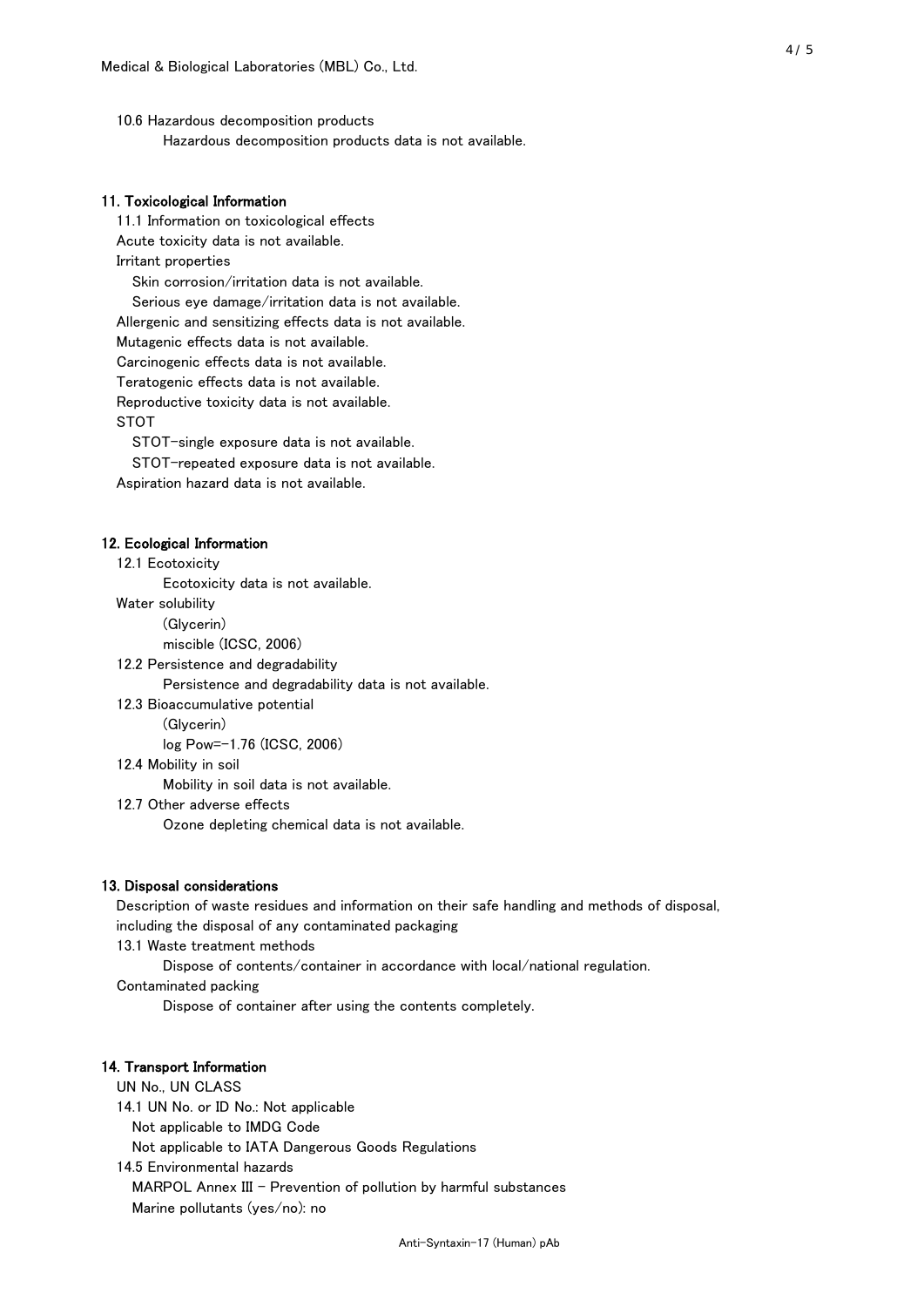10.6 Hazardous decomposition products

Hazardous decomposition products data is not available.

## 11. Toxicological Information

11.1 Information on toxicological effects

Acute toxicity data is not available.

Irritant properties

Skin corrosion/irritation data is not available.

Serious eye damage/irritation data is not available.

Allergenic and sensitizing effects data is not available.

Mutagenic effects data is not available.

Carcinogenic effects data is not available.

Teratogenic effects data is not available.

Reproductive toxicity data is not available.

STOT

STOT-single exposure data is not available.

STOT-repeated exposure data is not available.

Aspiration hazard data is not available.

## 12. Ecological Information

12.1 Ecotoxicity

Ecotoxicity data is not available.

Water solubility

(Glycerin)

miscible (ICSC, 2006)

12.2 Persistence and degradability

Persistence and degradability data is not available.

12.3 Bioaccumulative potential

(Glycerin)

log Pow=-1.76 (ICSC, 2006)

12.4 Mobility in soil

Mobility in soil data is not available.

12.7 Other adverse effects

Ozone depleting chemical data is not available.

## 13. Disposal considerations

Description of waste residues and information on their safe handling and methods of disposal, including the disposal of any contaminated packaging

13.1 Waste treatment methods

Dispose of contents/container in accordance with local/national regulation.

Contaminated packing

Dispose of container after using the contents completely.

## 14. Transport Information

UN No., UN CLASS

14.1 UN No. or ID No.: Not applicable

Not applicable to IMDG Code

Not applicable to IATA Dangerous Goods Regulations

14.5 Environmental hazards

MARPOL Annex III - Prevention of pollution by harmful substances

Marine pollutants (yes/no): no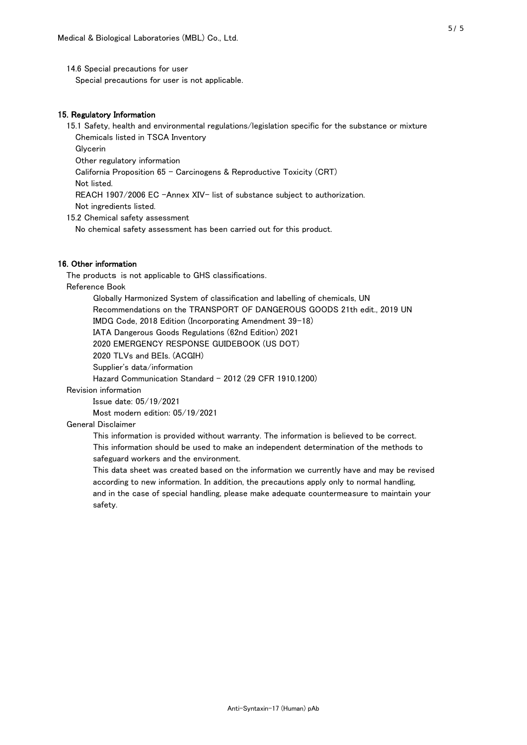14.6 Special precautions for user

Special precautions for user is not applicable.

## 15. Regulatory Information

15.1 Safety, health and environmental regulations/legislation specific for the substance or mixture

Chemicals listed in TSCA Inventory

Glycerin

Other regulatory information

California Proposition 65 - Carcinogens & Reproductive Toxicity (CRT)

Not listed.

REACH 1907/2006 EC -Annex XIV- list of substance subject to authorization.

Not ingredients listed.

15.2 Chemical safety assessment

No chemical safety assessment has been carried out for this product.

## 16. Other information

The products is not applicable to GHS classifications.

Reference Book

Globally Harmonized System of classification and labelling of chemicals, UN

Recommendations on the TRANSPORT OF DANGEROUS GOODS 21th edit., 2019 UN

IMDG Code, 2018 Edition (Incorporating Amendment 39-18)

IATA Dangerous Goods Regulations (62nd Edition) 2021

2020 EMERGENCY RESPONSE GUIDEBOOK (US DOT)

2020 TLVs and BEIs. (ACGIH)

Supplier's data/information

Hazard Communication Standard - 2012 (29 CFR 1910.1200)

Revision information

Issue date: 05/19/2021

Most modern edition: 05/19/2021

General Disclaimer

This information is provided without warranty. The information is believed to be correct. This information should be used to make an independent determination of the methods to safeguard workers and the environment.

This data sheet was created based on the information we currently have and may be revised according to new information. In addition, the precautions apply only to normal handling, and in the case of special handling, please make adequate countermeasure to maintain your safety.